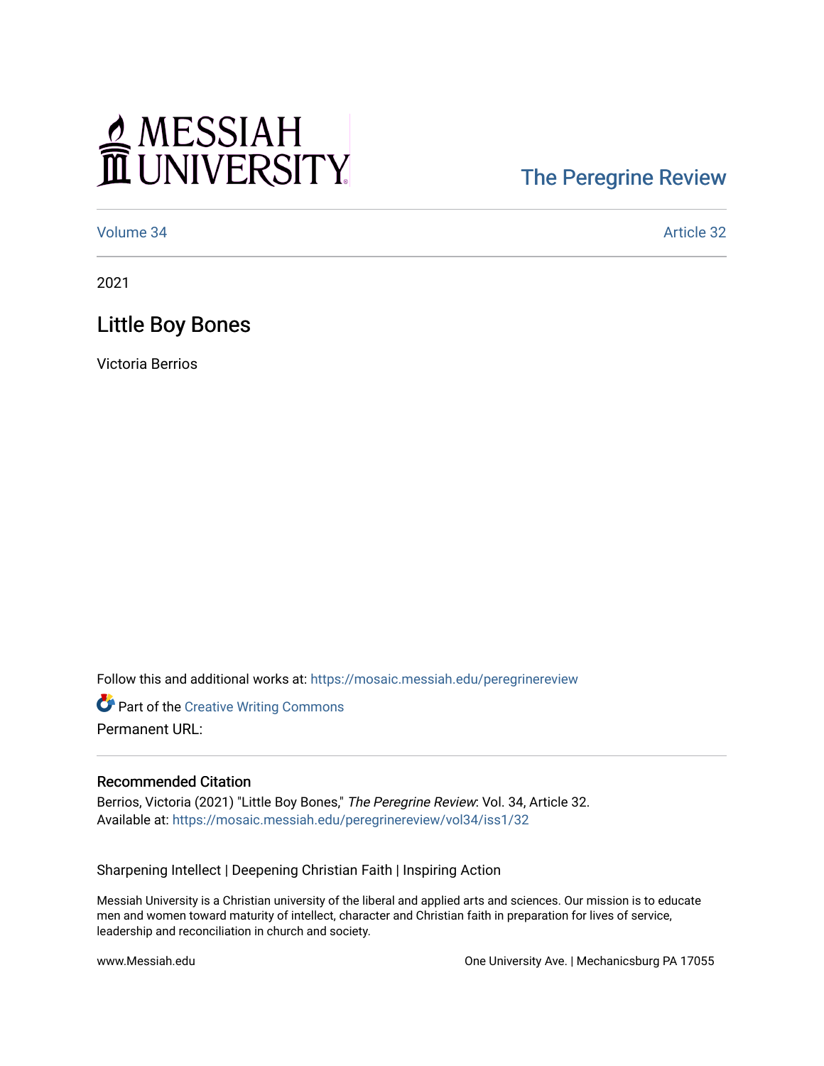MESSIAH UNIVERSITY

The Peregrine Review

Volume 34 Article 32

2021

# Little Boy Bones

Victoria Berrios

Follow this and additional works at: https://mosaic.messiah.edu/peregrinereview

Part of the Creative Writing Commons

Permanent URL:

## Recommended Citation

Berrios, Victoria (2021) "Little Boy Bones," *The Peregrine Review*: Vol. 34, Article 32.
Available at: https://mosaic.messiah.edu/peregrinereview/vol34/iss1/32

Sharpening Intellect | Deepening Christian Faith | Inspiring Action

Messiah University is a Christian university of the liberal and applied arts and sciences. Our mission is to educate men and women toward maturity of intellect, character and Christian faith in preparation for lives of service, leadership and reconciliation in church and society.

www.Messiah.edu One University Ave. | Mechanicsburg PA 17055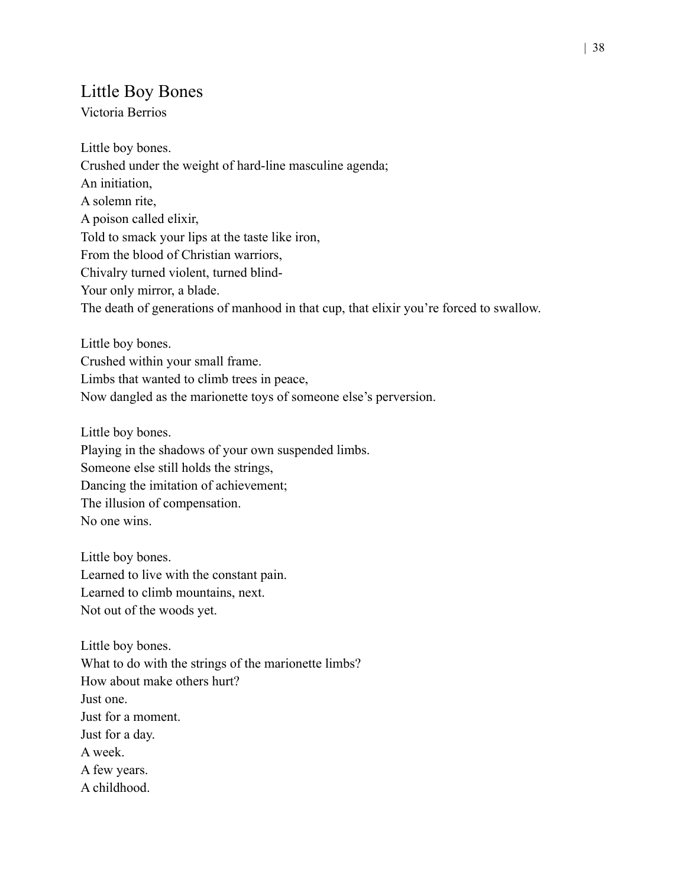## Little Boy Bones

Victoria Berrios

Little boy bones.  
Crushed under the weight of hard-line masculine agenda;  
An initiation,  
A solemn rite,  
A poison called elixir,  
Told to smack your lips at the taste like iron,  
From the blood of Christian warriors,  
Chivalry turned violent, turned blind-  
Your only mirror, a blade.  
The death of generations of manhood in that cup, that elixir you're forced to swallow.

Little boy bones.  
Crushed within your small frame.  
Limbs that wanted to climb trees in peace,  
Now dangled as the marionette toys of someone else's perversion.

Little boy bones.  
Playing in the shadows of your own suspended limbs.  
Someone else still holds the strings,  
Dancing the imitation of achievement;  
The illusion of compensation.  
No one wins.

Little boy bones.  
Learned to live with the constant pain.  
Learned to climb mountains, next.  
Not out of the woods yet.

Little boy bones.  
What to do with the strings of the marionette limbs?  
How about make others hurt?  
Just one.  
Just for a moment.  
Just for a day.  
A week.  
A few years.  
A childhood.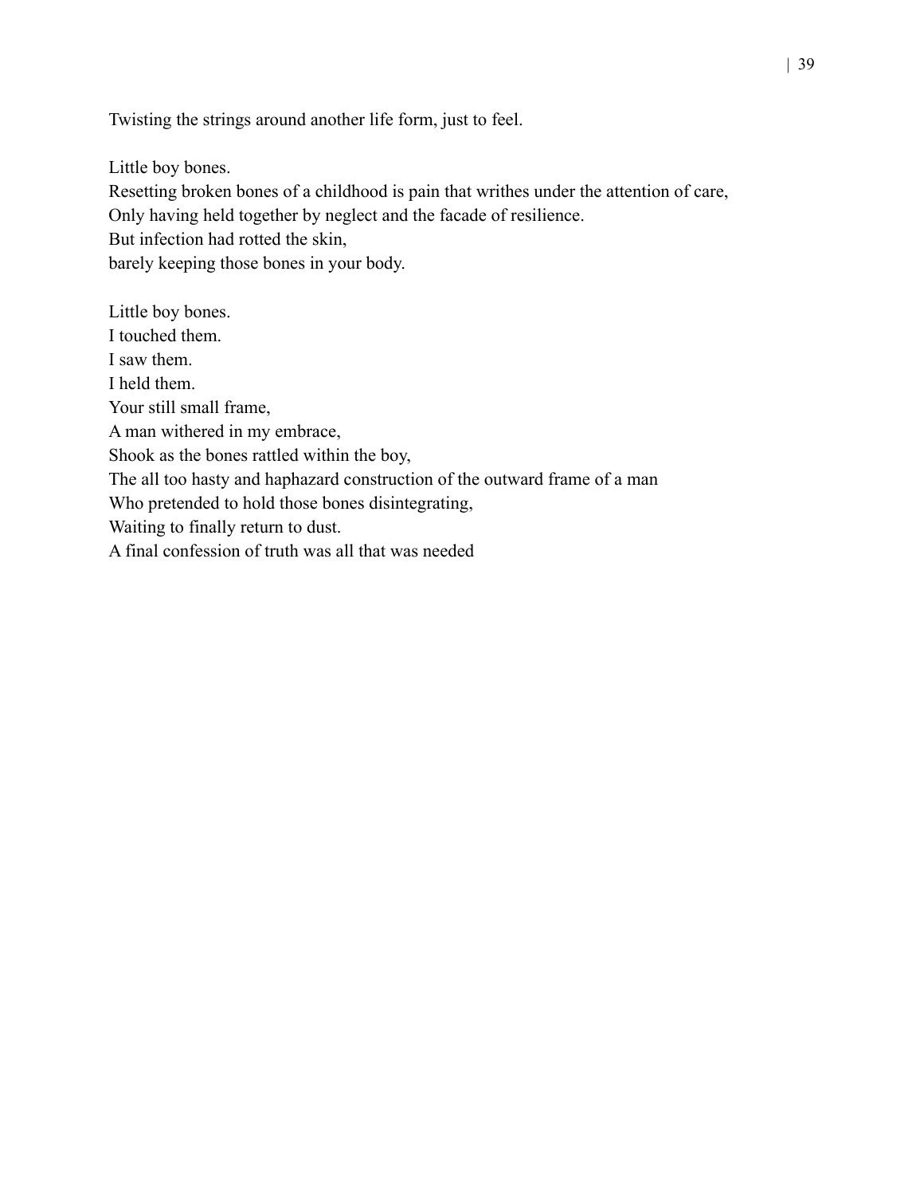Twisting the strings around another life form, just to feel.

Little boy bones.  
Resetting broken bones of a childhood is pain that writhes under the attention of care,  
Only having held together by neglect and the facade of resilience.  
But infection had rotted the skin,  
barely keeping those bones in your body.

Little boy bones.  
I touched them.  
I saw them.  
I held them.  
Your still small frame,  
A man withered in my embrace,  
Shook as the bones rattled within the boy,  
The all too hasty and haphazard construction of the outward frame of a man  
Who pretended to hold those bones disintegrating,  
Waiting to finally return to dust.  
A final confession of truth was all that was needed